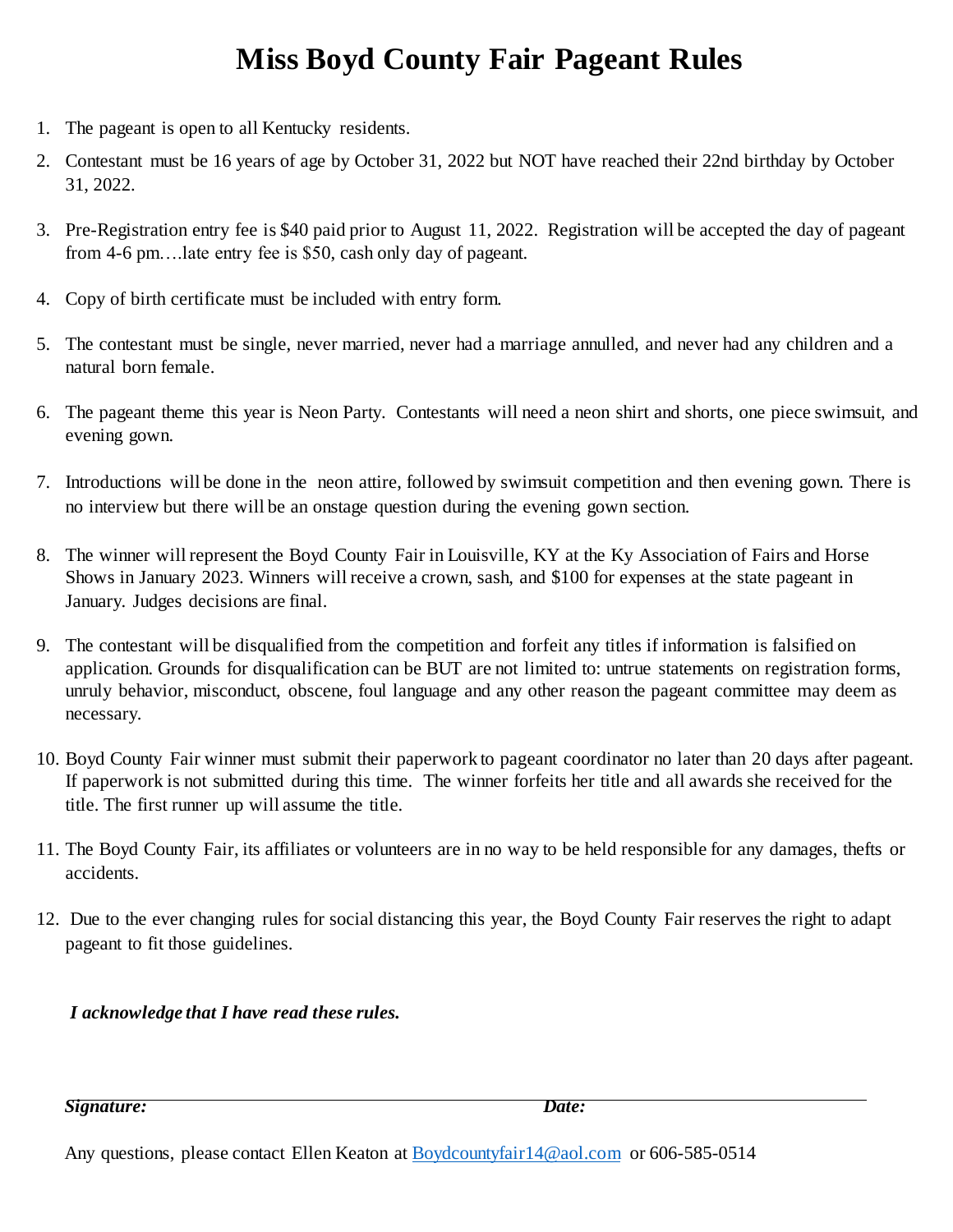# Miss Boyd County Fair Pageant Rules

1. The pageant is open to all Kentucky residents.
2. Contestant must be 16 years of age by October 31, 2022 but NOT have reached their 22nd birthday by October 31, 2022.
3. Pre-Registration entry fee is $40 paid prior to August 11, 2022. Registration will be accepted the day of pageant from 4-6 pm….late entry fee is $50, cash only day of pageant.
4. Copy of birth certificate must be included with entry form.
5. The contestant must be single, never married, never had a marriage annulled, and never had any children and a natural born female.
6. The pageant theme this year is Neon Party. Contestants will need a neon shirt and shorts, one piece swimsuit, and evening gown.
7. Introductions will be done in the neon attire, followed by swimsuit competition and then evening gown. There is no interview but there will be an onstage question during the evening gown section.
8. The winner will represent the Boyd County Fair in Louisville, KY at the Ky Association of Fairs and Horse Shows in January 2023. Winners will receive a crown, sash, and $100 for expenses at the state pageant in January. Judges decisions are final.
9. The contestant will be disqualified from the competition and forfeit any titles if information is falsified on application. Grounds for disqualification can be BUT are not limited to: untrue statements on registration forms, unruly behavior, misconduct, obscene, foul language and any other reason the pageant committee may deem as necessary.
10. Boyd County Fair winner must submit their paperwork to pageant coordinator no later than 20 days after pageant. If paperwork is not submitted during this time. The winner forfeits her title and all awards she received for the title. The first runner up will assume the title.
11. The Boyd County Fair, its affiliates or volunteers are in no way to be held responsible for any damages, thefts or accidents.
12. Due to the ever changing rules for social distancing this year, the Boyd County Fair reserves the right to adapt pageant to fit those guidelines.

***I acknowledge that I have read these rules.***

***Signature:*** ______________________________ ***Date:*** ______________________

Any questions, please contact Ellen Keaton at Boydcountyfair14@aol.com or 606-585-0514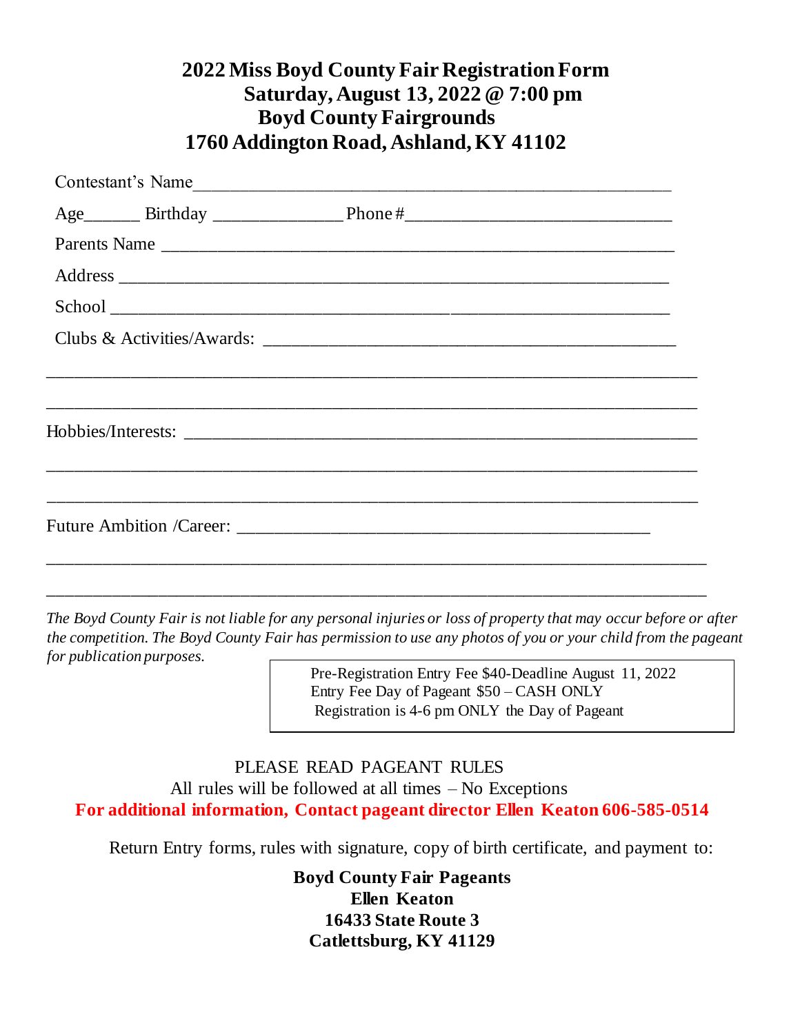# 2022 Miss Boyd County Fair Registration Form

**Saturday, August 13, 2022 @ 7:00 pm**
**Boyd County Fairgrounds**
**1760 Addington Road, Ashland, KY 41102**

Contestant's Name_______________________________________________________

Age______ Birthday ______________ Phone #_____________________________

Parents Name ___________________________________________________________

Address _______________________________________________________________

School ________________________________________________________________

Clubs & Activities/Awards: _______________________________________________

__________________________________________________________________________

__________________________________________________________________________

Hobbies/Interests: _____________________________________________________

__________________________________________________________________________

__________________________________________________________________________

Future Ambition /Career: ________________________________________________

__________________________________________________________________________

__________________________________________________________________________

*The Boyd County Fair is not liable for any personal injuries or loss of property that may occur before or after the competition. The Boyd County Fair has permission to use any photos of you or your child from the pageant for publication purposes.*

Pre-Registration Entry Fee $40-Deadline August 11, 2022
Entry Fee Day of Pageant $50 – CASH ONLY
Registration is 4-6 pm ONLY the Day of Pageant

PLEASE READ PAGEANT RULES
All rules will be followed at all times – No Exceptions
**For additional information, Contact pageant director Ellen Keaton 606-585-0514**

Return Entry forms, rules with signature, copy of birth certificate, and payment to:

**Boyd County Fair Pageants**
**Ellen Keaton**
**16433 State Route 3**
**Catlettsburg, KY 41129**